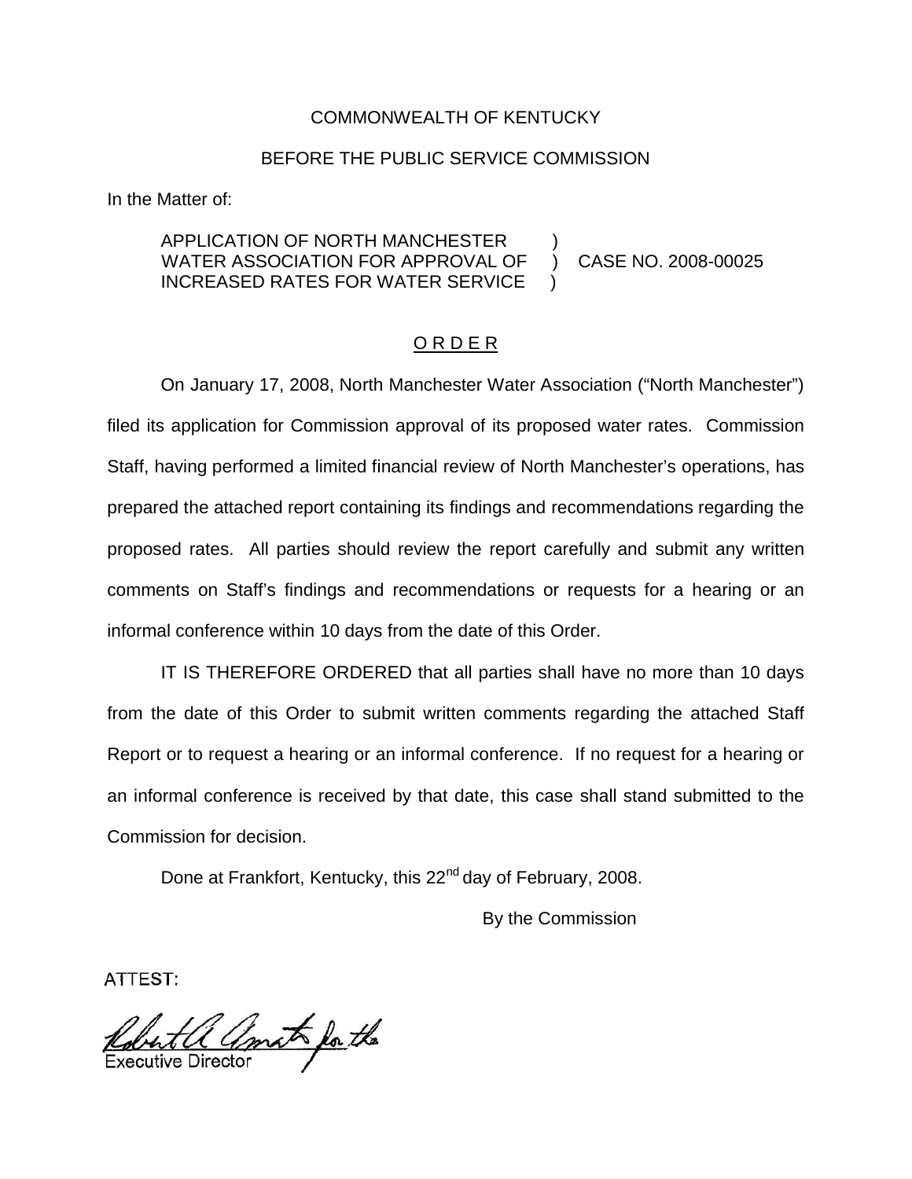COMMONWEALTH OF KENTUCKY

BEFORE THE PUBLIC SERVICE COMMISSION

In the Matter of:

APPLICATION OF NORTH MANCHESTER WATER ASSOCIATION FOR APPROVAL OF INCREASED RATES FOR WATER SERVICE ) CASE NO. 2008-00025

## O R D E R

On January 17, 2008, North Manchester Water Association ("North Manchester") filed its application for Commission approval of its proposed water rates. Commission Staff, having performed a limited financial review of North Manchester's operations, has prepared the attached report containing its findings and recommendations regarding the proposed rates. All parties should review the report carefully and submit any written comments on Staff's findings and recommendations or requests for a hearing or an informal conference within 10 days from the date of this Order.

IT IS THEREFORE ORDERED that all parties shall have no more than 10 days from the date of this Order to submit written comments regarding the attached Staff Report or to request a hearing or an informal conference. If no request for a hearing or an informal conference is received by that date, this case shall stand submitted to the Commission for decision.

Done at Frankfort, Kentucky, this 22nd day of February, 2008.

By the Commission

ATTEST:

Executive Director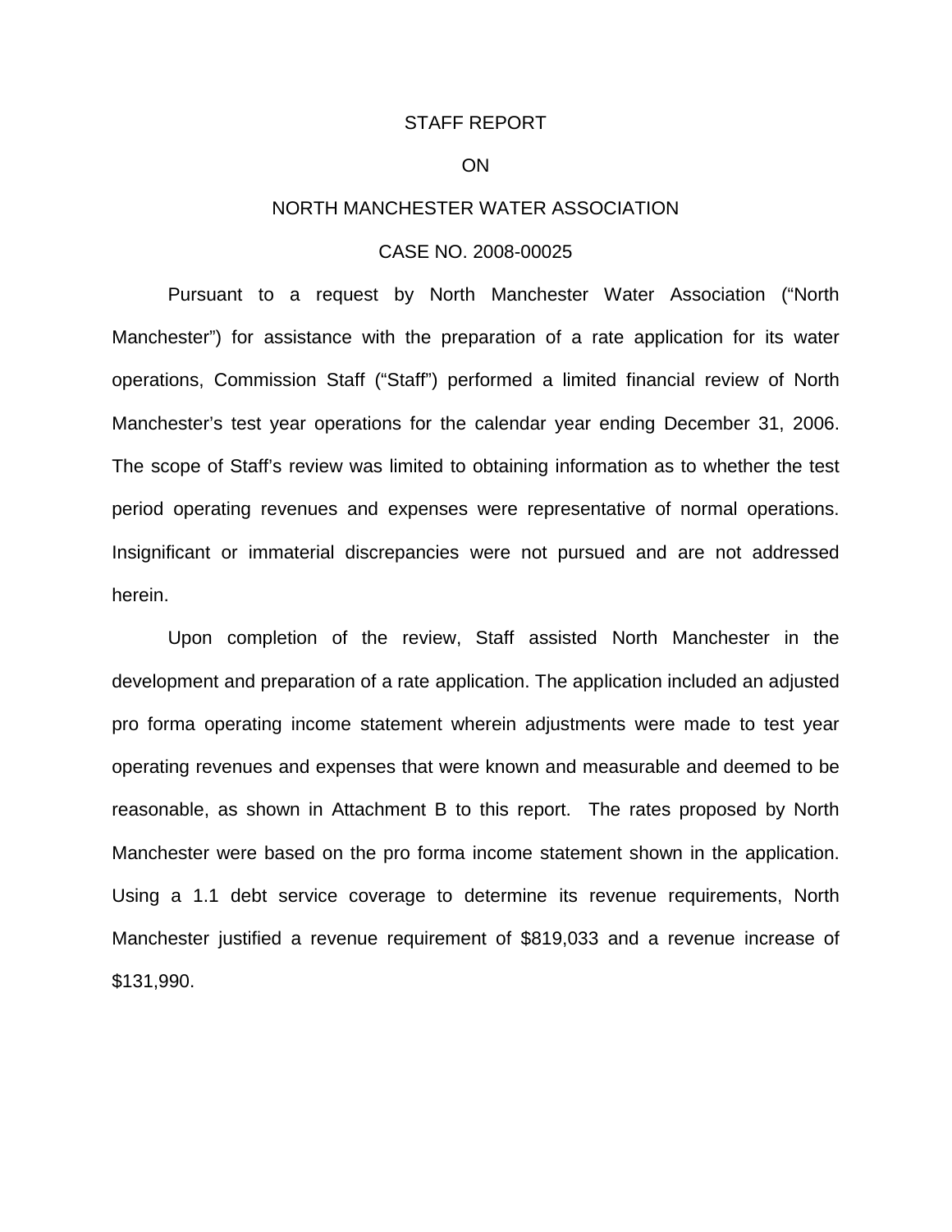STAFF REPORT

ON

NORTH MANCHESTER WATER ASSOCIATION

CASE NO. 2008-00025

Pursuant to a request by North Manchester Water Association ("North Manchester") for assistance with the preparation of a rate application for its water operations, Commission Staff ("Staff") performed a limited financial review of North Manchester's test year operations for the calendar year ending December 31, 2006. The scope of Staff's review was limited to obtaining information as to whether the test period operating revenues and expenses were representative of normal operations. Insignificant or immaterial discrepancies were not pursued and are not addressed herein.

Upon completion of the review, Staff assisted North Manchester in the development and preparation of a rate application. The application included an adjusted pro forma operating income statement wherein adjustments were made to test year operating revenues and expenses that were known and measurable and deemed to be reasonable, as shown in Attachment B to this report. The rates proposed by North Manchester were based on the pro forma income statement shown in the application. Using a 1.1 debt service coverage to determine its revenue requirements, North Manchester justified a revenue requirement of $819,033 and a revenue increase of $131,990.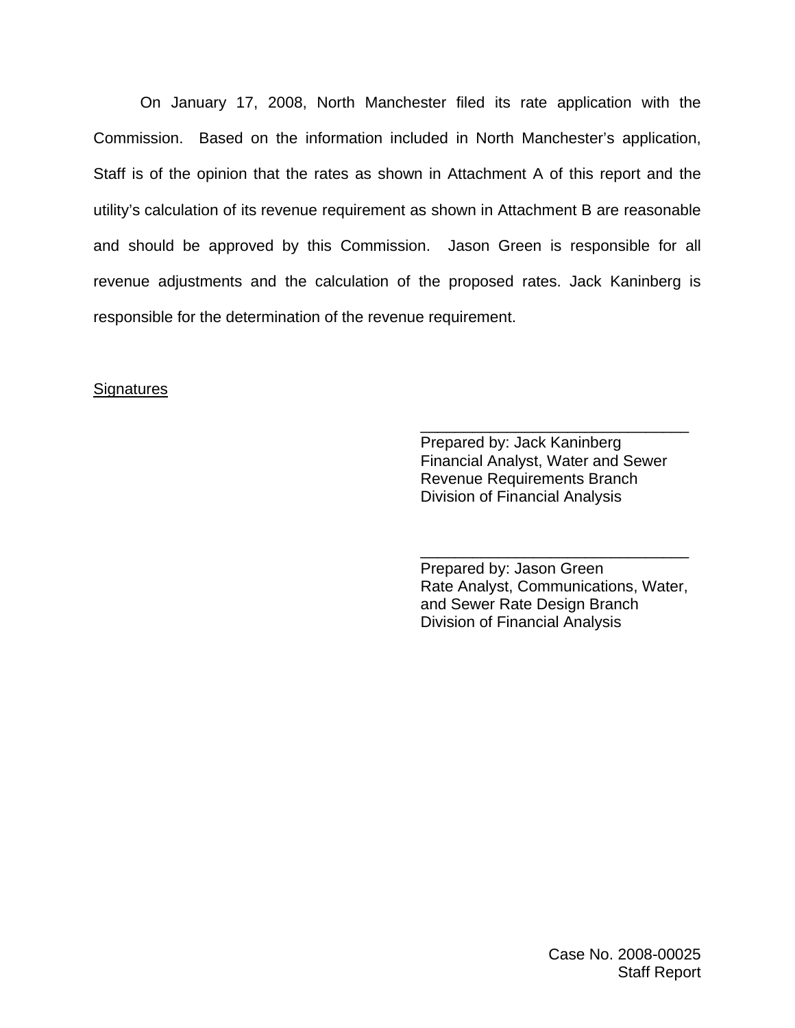On January 17, 2008, North Manchester filed its rate application with the Commission. Based on the information included in North Manchester's application, Staff is of the opinion that the rates as shown in Attachment A of this report and the utility's calculation of its revenue requirement as shown in Attachment B are reasonable and should be approved by this Commission. Jason Green is responsible for all revenue adjustments and the calculation of the proposed rates. Jack Kaninberg is responsible for the determination of the revenue requirement.

Signatures

\_\_\_\_\_\_\_\_\_\_\_\_\_\_\_\_\_\_\_\_\_\_\_\_\_\_\_\_\_\_\_\_
Prepared by: Jack Kaninberg
Financial Analyst, Water and Sewer
Revenue Requirements Branch
Division of Financial Analysis

\_\_\_\_\_\_\_\_\_\_\_\_\_\_\_\_\_\_\_\_\_\_\_\_\_\_\_\_\_\_\_\_
Prepared by: Jason Green
Rate Analyst, Communications, Water, and Sewer Rate Design Branch
Division of Financial Analysis

Case No. 2008-00025
Staff Report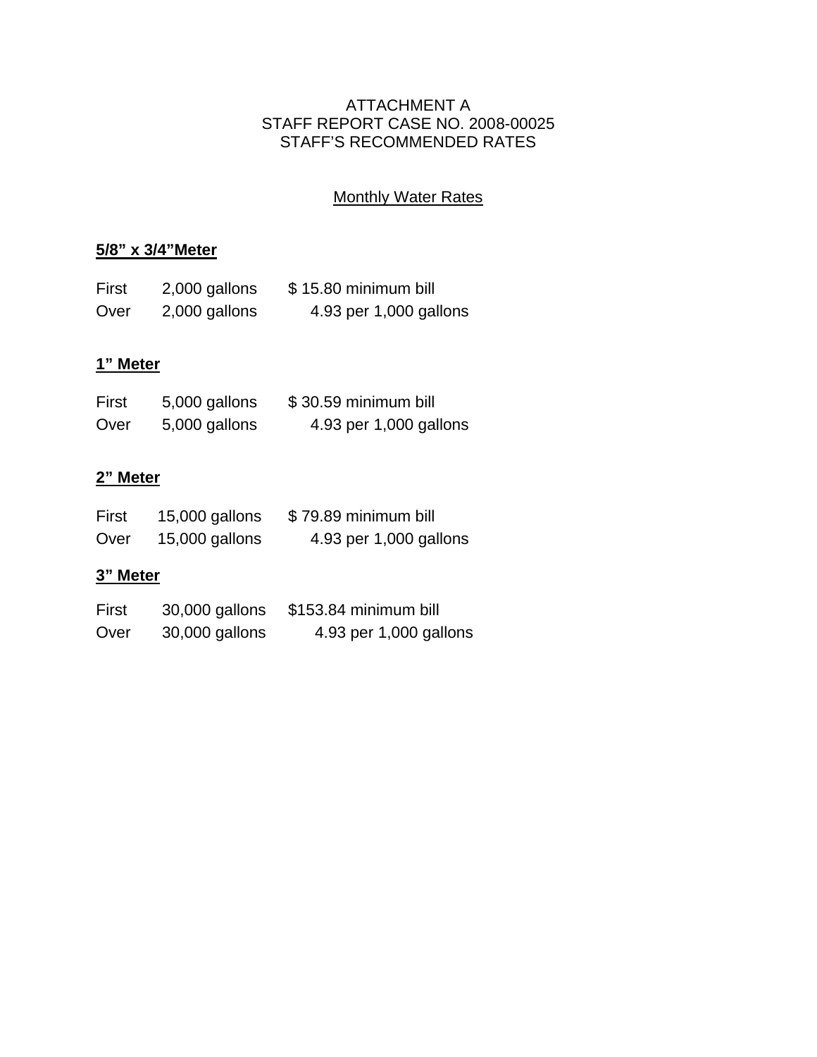ATTACHMENT A
STAFF REPORT CASE NO. 2008-00025
STAFF'S RECOMMENDED RATES

Monthly Water Rates

**5/8" x 3/4"Meter**

| | | |
|---|---|---|
| First | 2,000 gallons | $ 15.80 minimum bill |
| Over | 2,000 gallons | 4.93 per 1,000 gallons |

**1" Meter**

| | | |
|---|---|---|
| First | 5,000 gallons | $ 30.59 minimum bill |
| Over | 5,000 gallons | 4.93 per 1,000 gallons |

**2" Meter**

| | | |
|---|---|---|
| First | 15,000 gallons | $ 79.89 minimum bill |
| Over | 15,000 gallons | 4.93 per 1,000 gallons |

**3" Meter**

| | | |
|---|---|---|
| First | 30,000 gallons | $153.84 minimum bill |
| Over | 30,000 gallons | 4.93 per 1,000 gallons |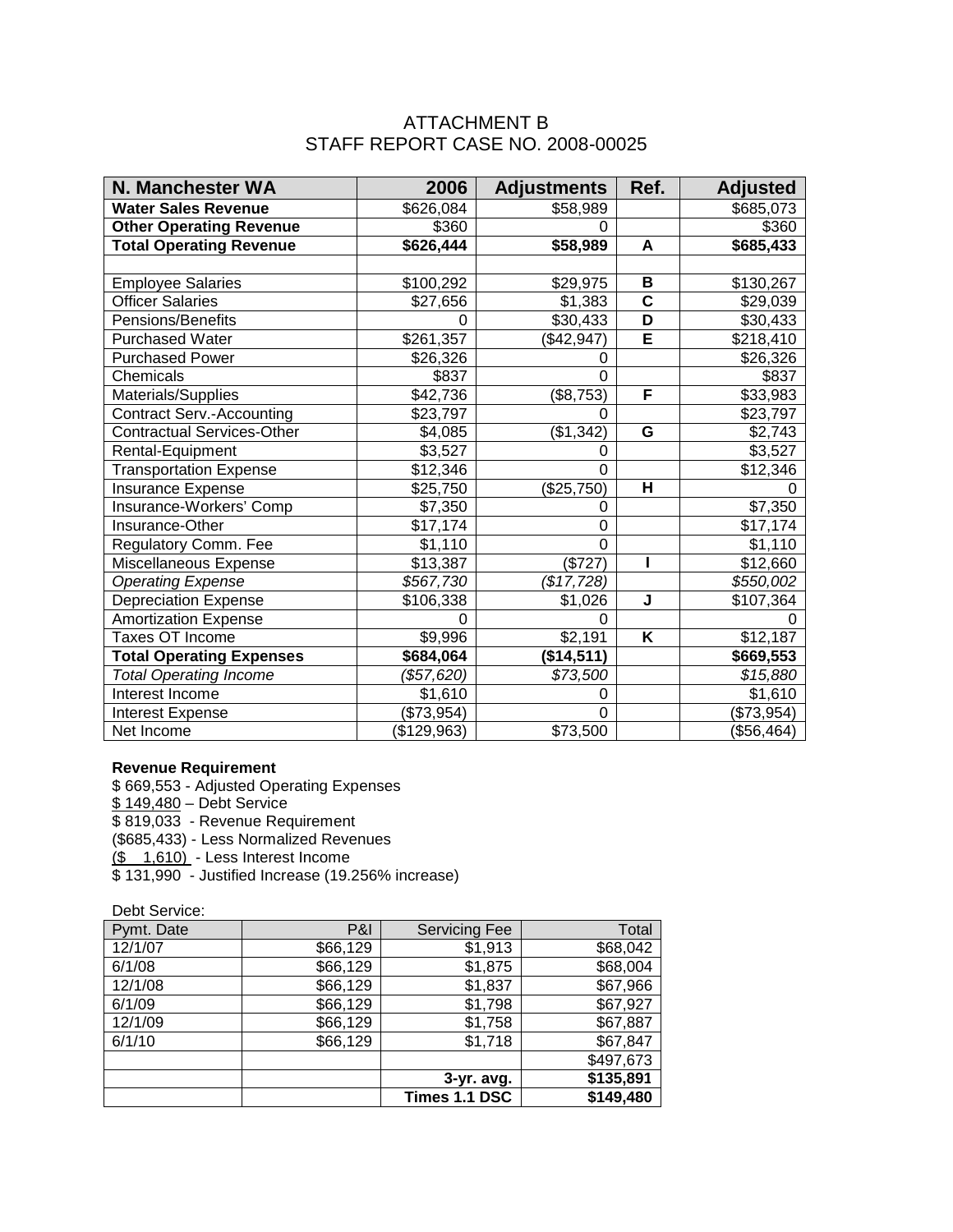# ATTACHMENT B
## STAFF REPORT CASE NO. 2008-00025

| N. Manchester WA | 2006 | Adjustments | Ref. | Adjusted |
|---|---|---|---|---|
| **Water Sales Revenue** | $626,084 | $58,989 | | $685,073 |
| **Other Operating Revenue** | $360 | 0 | | $360 |
| **Total Operating Revenue** | **$626,444** | **$58,989** | **A** | **$685,433** |
| | | | | |
| Employee Salaries | $100,292 | $29,975 | **B** | $130,267 |
| Officer Salaries | $27,656 | $1,383 | **C** | $29,039 |
| Pensions/Benefits | 0 | $30,433 | **D** | $30,433 |
| Purchased Water | $261,357 | ($42,947) | **E** | $218,410 |
| Purchased Power | $26,326 | 0 | | $26,326 |
| Chemicals | $837 | 0 | | $837 |
| Materials/Supplies | $42,736 | ($8,753) | **F** | $33,983 |
| Contract Serv.-Accounting | $23,797 | 0 | | $23,797 |
| Contractual Services-Other | $4,085 | ($1,342) | **G** | $2,743 |
| Rental-Equipment | $3,527 | 0 | | $3,527 |
| Transportation Expense | $12,346 | 0 | | $12,346 |
| Insurance Expense | $25,750 | ($25,750) | **H** | 0 |
| Insurance-Workers' Comp | $7,350 | 0 | | $7,350 |
| Insurance-Other | $17,174 | 0 | | $17,174 |
| Regulatory Comm. Fee | $1,110 | 0 | | $1,110 |
| Miscellaneous Expense | $13,387 | ($727) | **I** | $12,660 |
| *Operating Expense* | *$567,730* | *($17,728)* | | *$550,002* |
| Depreciation Expense | $106,338 | $1,026 | **J** | $107,364 |
| Amortization Expense | 0 | 0 | | 0 |
| Taxes OT Income | $9,996 | $2,191 | **K** | $12,187 |
| **Total Operating Expenses** | **$684,064** | **($14,511)** | | **$669,553** |
| *Total Operating Income* | *($57,620)* | *$73,500* | | *$15,880* |
| Interest Income | $1,610 | 0 | | $1,610 |
| Interest Expense | ($73,954) | 0 | | ($73,954) |
| Net Income | ($129,963) | $73,500 | | ($56,464) |

**Revenue Requirement**

$ 669,553 - Adjusted Operating Expenses
$ 149,480 – Debt Service
$ 819,033 - Revenue Requirement
($685,433) - Less Normalized Revenues
($ 1,610) - Less Interest Income
$ 131,990 - Justified Increase (19.256% increase)

Debt Service:

| Pymt. Date | P&I | Servicing Fee | Total |
|---|---|---|---|
| 12/1/07 | $66,129 | $1,913 | $68,042 |
| 6/1/08 | $66,129 | $1,875 | $68,004 |
| 12/1/08 | $66,129 | $1,837 | $67,966 |
| 6/1/09 | $66,129 | $1,798 | $67,927 |
| 12/1/09 | $66,129 | $1,758 | $67,887 |
| 6/1/10 | $66,129 | $1,718 | $67,847 |
| | | | $497,673 |
| | | **3-yr. avg.** | **$135,891** |
| | | **Times 1.1 DSC** | **$149,480** |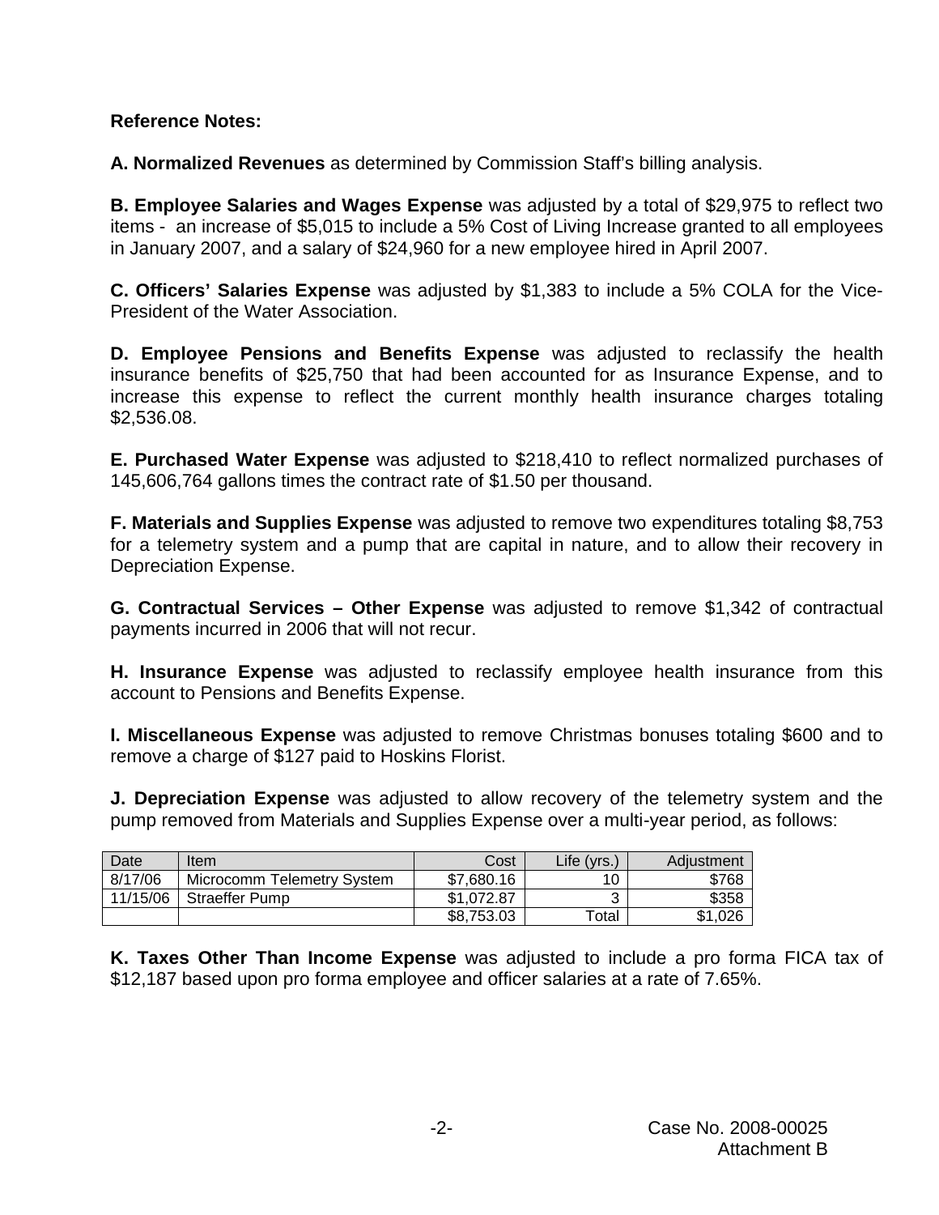**Reference Notes:**

**A. Normalized Revenues** as determined by Commission Staff's billing analysis.

**B. Employee Salaries and Wages Expense** was adjusted by a total of $29,975 to reflect two items - an increase of $5,015 to include a 5% Cost of Living Increase granted to all employees in January 2007, and a salary of $24,960 for a new employee hired in April 2007.

**C. Officers' Salaries Expense** was adjusted by $1,383 to include a 5% COLA for the Vice-President of the Water Association.

**D. Employee Pensions and Benefits Expense** was adjusted to reclassify the health insurance benefits of $25,750 that had been accounted for as Insurance Expense, and to increase this expense to reflect the current monthly health insurance charges totaling $2,536.08.

**E. Purchased Water Expense** was adjusted to $218,410 to reflect normalized purchases of 145,606,764 gallons times the contract rate of $1.50 per thousand.

**F. Materials and Supplies Expense** was adjusted to remove two expenditures totaling $8,753 for a telemetry system and a pump that are capital in nature, and to allow their recovery in Depreciation Expense.

**G. Contractual Services – Other Expense** was adjusted to remove $1,342 of contractual payments incurred in 2006 that will not recur.

**H. Insurance Expense** was adjusted to reclassify employee health insurance from this account to Pensions and Benefits Expense.

**I. Miscellaneous Expense** was adjusted to remove Christmas bonuses totaling $600 and to remove a charge of $127 paid to Hoskins Florist.

**J. Depreciation Expense** was adjusted to allow recovery of the telemetry system and the pump removed from Materials and Supplies Expense over a multi-year period, as follows:

| Date | Item | Cost | Life (yrs.) | Adjustment |
|---|---|---|---|---|
| 8/17/06 | Microcomm Telemetry System | $7,680.16 | 10 | $768 |
| 11/15/06 | Straeffer Pump | $1,072.87 | 3 | $358 |
| | | $8,753.03 | Total | $1,026 |

**K. Taxes Other Than Income Expense** was adjusted to include a pro forma FICA tax of $12,187 based upon pro forma employee and officer salaries at a rate of 7.65%.

Case No. 2008-00025
Attachment B